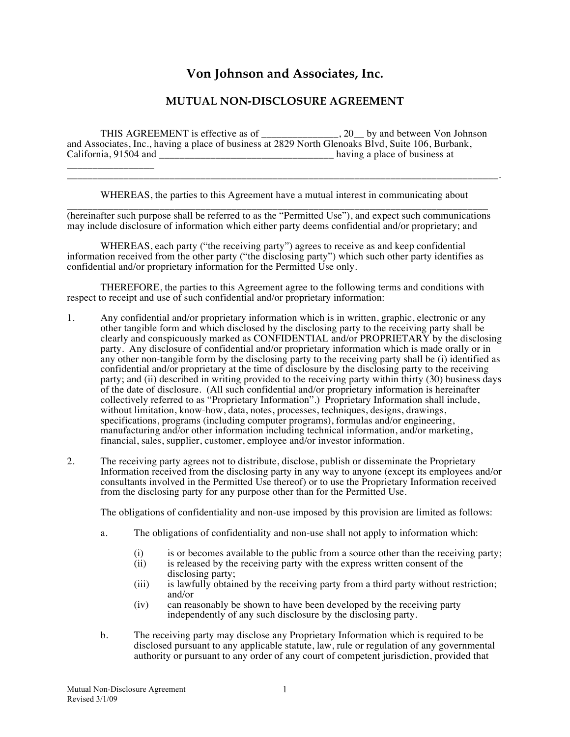# Von Johnson and Associates, Inc.

## MUTUAL NON-DISCLOSURE AGREEMENT

THIS AGREEMENT is effective as of _______________, 20__ by and between Von Johnson and Associates, Inc., having a place of business at 2829 North Glenoaks Blvd, Suite 106, Burbank, California, 91504 and __________________________________ having a place of business at _________________ ______________________________________________________________________________________.

WHEREAS, the parties to this Agreement have a mutual interest in communicating about ______________________________________________________________________________ (hereinafter such purpose shall be referred to as the "Permitted Use"), and expect such communications may include disclosure of information which either party deems confidential and/or proprietary; and

WHEREAS, each party ("the receiving party") agrees to receive as and keep confidential information received from the other party ("the disclosing party") which such other party identifies as confidential and/or proprietary information for the Permitted Use only.

THEREFORE, the parties to this Agreement agree to the following terms and conditions with respect to receipt and use of such confidential and/or proprietary information:

1. Any confidential and/or proprietary information which is in written, graphic, electronic or any other tangible form and which disclosed by the disclosing party to the receiving party shall be clearly and conspicuously marked as CONFIDENTIAL and/or PROPRIETARY by the disclosing party. Any disclosure of confidential and/or proprietary information which is made orally or in any other non-tangible form by the disclosing party to the receiving party shall be (i) identified as confidential and/or proprietary at the time of disclosure by the disclosing party to the receiving party; and (ii) described in writing provided to the receiving party within thirty (30) business days of the date of disclosure. (All such confidential and/or proprietary information is hereinafter collectively referred to as "Proprietary Information".) Proprietary Information shall include, without limitation, know-how, data, notes, processes, techniques, designs, drawings, specifications, programs (including computer programs), formulas and/or engineering, manufacturing and/or other information including technical information, and/or marketing, financial, sales, supplier, customer, employee and/or investor information.

2. The receiving party agrees not to distribute, disclose, publish or disseminate the Proprietary Information received from the disclosing party in any way to anyone (except its employees and/or consultants involved in the Permitted Use thereof) or to use the Proprietary Information received from the disclosing party for any purpose other than for the Permitted Use.

   The obligations of confidentiality and non-use imposed by this provision are limited as follows:

   a. The obligations of confidentiality and non-use shall not apply to information which:

      (i) is or becomes available to the public from a source other than the receiving party;
      (ii) is released by the receiving party with the express written consent of the disclosing party;
      (iii) is lawfully obtained by the receiving party from a third party without restriction; and/or
      (iv) can reasonably be shown to have been developed by the receiving party independently of any such disclosure by the disclosing party.

   b. The receiving party may disclose any Proprietary Information which is required to be disclosed pursuant to any applicable statute, law, rule or regulation of any governmental authority or pursuant to any order of any court of competent jurisdiction, provided that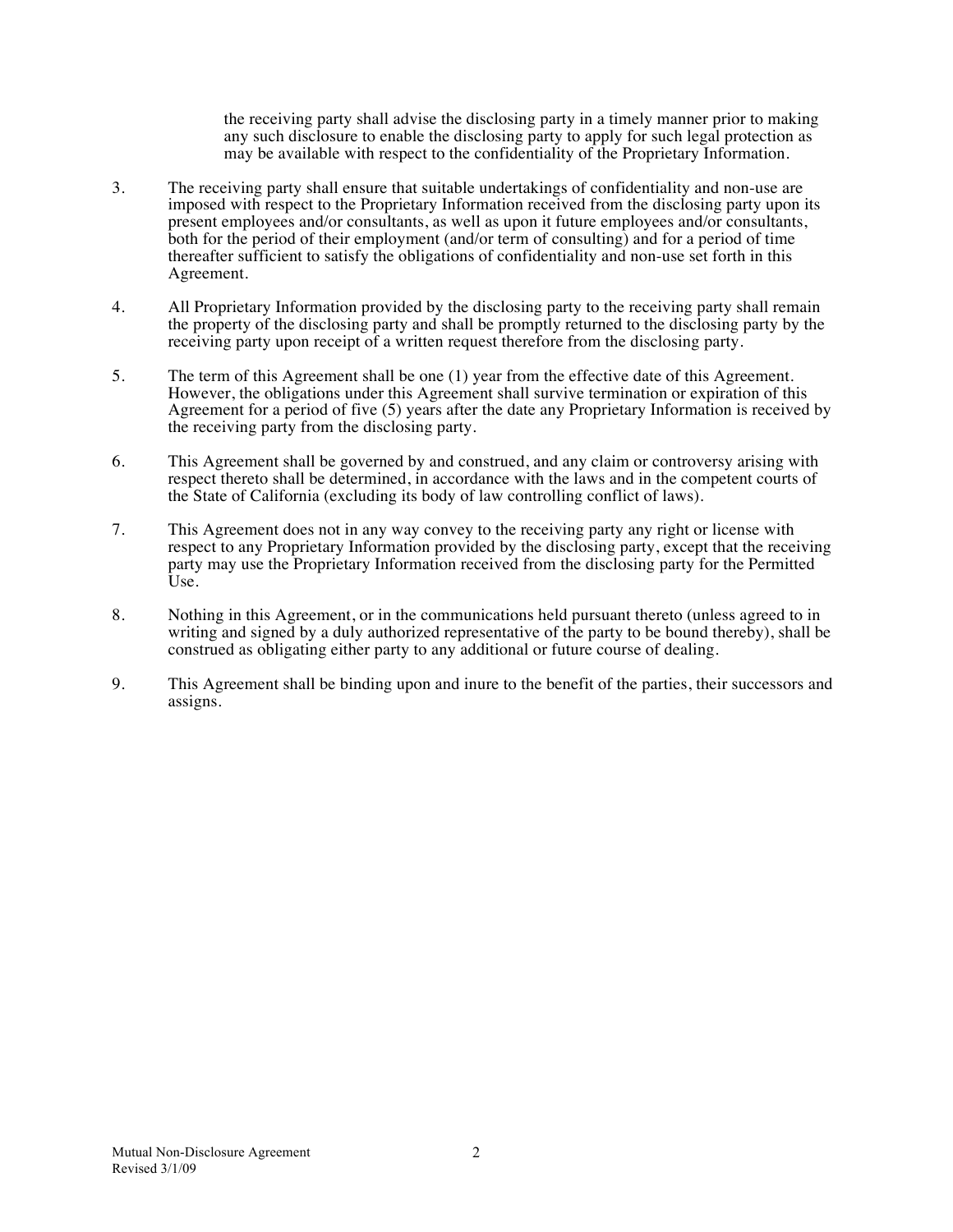the receiving party shall advise the disclosing party in a timely manner prior to making any such disclosure to enable the disclosing party to apply for such legal protection as may be available with respect to the confidentiality of the Proprietary Information.

3. The receiving party shall ensure that suitable undertakings of confidentiality and non-use are imposed with respect to the Proprietary Information received from the disclosing party upon its present employees and/or consultants, as well as upon it future employees and/or consultants, both for the period of their employment (and/or term of consulting) and for a period of time thereafter sufficient to satisfy the obligations of confidentiality and non-use set forth in this Agreement.

4. All Proprietary Information provided by the disclosing party to the receiving party shall remain the property of the disclosing party and shall be promptly returned to the disclosing party by the receiving party upon receipt of a written request therefore from the disclosing party.

5. The term of this Agreement shall be one (1) year from the effective date of this Agreement. However, the obligations under this Agreement shall survive termination or expiration of this Agreement for a period of five (5) years after the date any Proprietary Information is received by the receiving party from the disclosing party.

6. This Agreement shall be governed by and construed, and any claim or controversy arising with respect thereto shall be determined, in accordance with the laws and in the competent courts of the State of California (excluding its body of law controlling conflict of laws).

7. This Agreement does not in any way convey to the receiving party any right or license with respect to any Proprietary Information provided by the disclosing party, except that the receiving party may use the Proprietary Information received from the disclosing party for the Permitted Use.

8. Nothing in this Agreement, or in the communications held pursuant thereto (unless agreed to in writing and signed by a duly authorized representative of the party to be bound thereby), shall be construed as obligating either party to any additional or future course of dealing.

9. This Agreement shall be binding upon and inure to the benefit of the parties, their successors and assigns.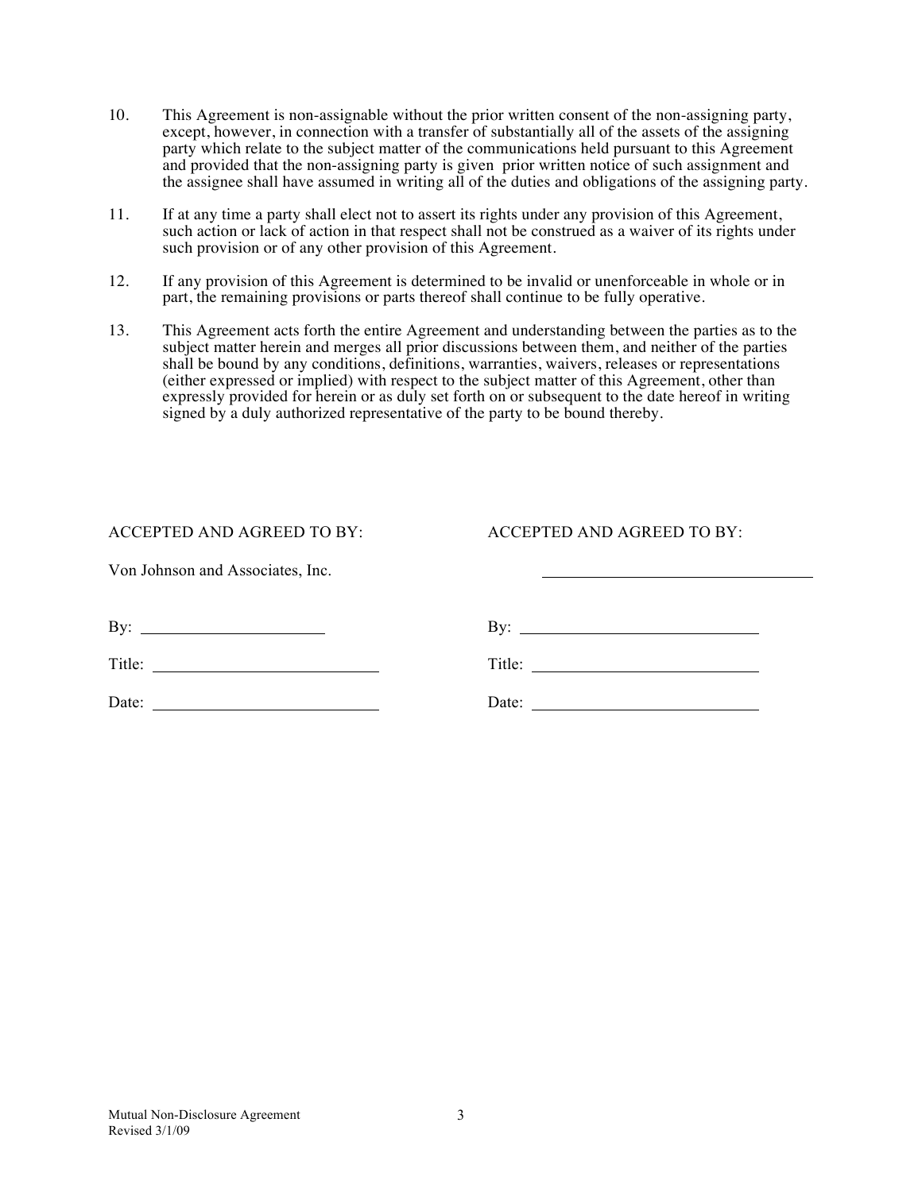10. This Agreement is non-assignable without the prior written consent of the non-assigning party, except, however, in connection with a transfer of substantially all of the assets of the assigning party which relate to the subject matter of the communications held pursuant to this Agreement and provided that the non-assigning party is given prior written notice of such assignment and the assignee shall have assumed in writing all of the duties and obligations of the assigning party.

11. If at any time a party shall elect not to assert its rights under any provision of this Agreement, such action or lack of action in that respect shall not be construed as a waiver of its rights under such provision or of any other provision of this Agreement.

12. If any provision of this Agreement is determined to be invalid or unenforceable in whole or in part, the remaining provisions or parts thereof shall continue to be fully operative.

13. This Agreement acts forth the entire Agreement and understanding between the parties as to the subject matter herein and merges all prior discussions between them, and neither of the parties shall be bound by any conditions, definitions, warranties, waivers, releases or representations (either expressed or implied) with respect to the subject matter of this Agreement, other than expressly provided for herein or as duly set forth on or subsequent to the date hereof in writing signed by a duly authorized representative of the party to be bound thereby.

| | |
|---|---|
| ACCEPTED AND AGREED TO BY: | ACCEPTED AND AGREED TO BY: |
| Von Johnson and Associates, Inc. | ______________________________ |
| By: ____________________ | By: ____________________ |
| Title: ____________________ | Title: ____________________ |
| Date: ____________________ | Date: ____________________ |

Mutual Non-Disclosure Agreement
Revised 3/1/09